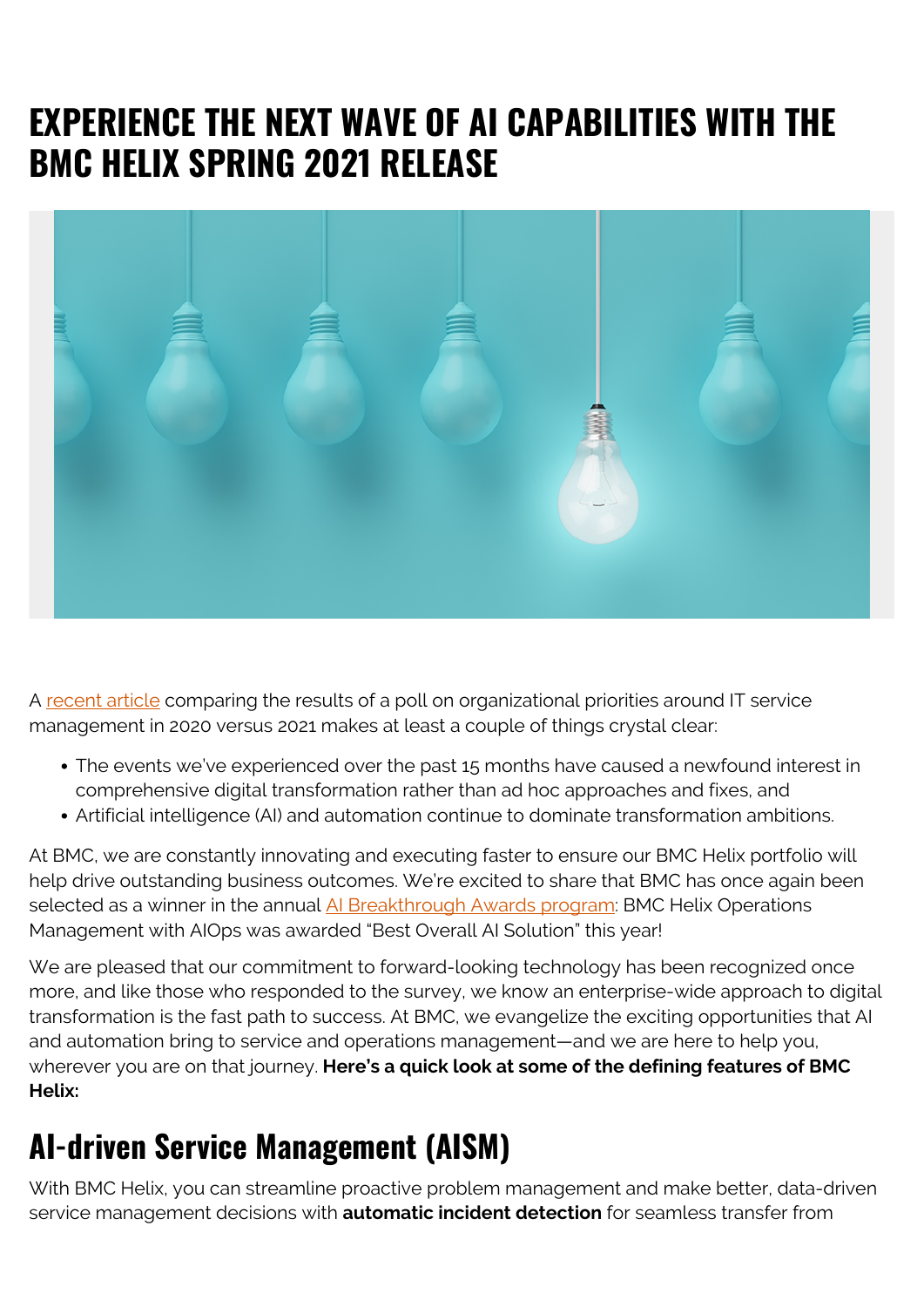# EXPERIENCE THE NEXT WAVE OF AI CAPABILITIES WITH THE BMC HELIX SPRING 2021 RELEASE

A recent article comparing the results of a poll on organizational priorities around IT service management in 2020 versus 2021 makes at least a couple of things crystal clear:

- The events we've experienced over the past 15 months have caused a newfound interest in comprehensive digital transformation rather than ad hoc approaches and fixes, and
- Artificial intelligence (AI) and automation continue to dominate transformation ambitions.

At BMC, we are constantly innovating and executing faster to ensure our BMC Helix portfolio will help drive outstanding business outcomes. We're excited to share that BMC has once again been selected as a winner in the annual AI Breakthrough Awards program: BMC Helix Operations Management with AIOps was awarded "Best Overall AI Solution" this year!

We are pleased that our commitment to forward-looking technology has been recognized once more, and like those who responded to the survey, we know an enterprise-wide approach to digital transformation is the fast path to success. At BMC, we evangelize the exciting opportunities that AI and automation bring to service and operations management—and we are here to help you, wherever you are on that journey. **Here's a quick look at some of the defining features of BMC Helix:**

## AI-driven Service Management (AISM)

With BMC Helix, you can streamline proactive problem management and make better, data-driven service management decisions with **automatic incident detection** for seamless transfer from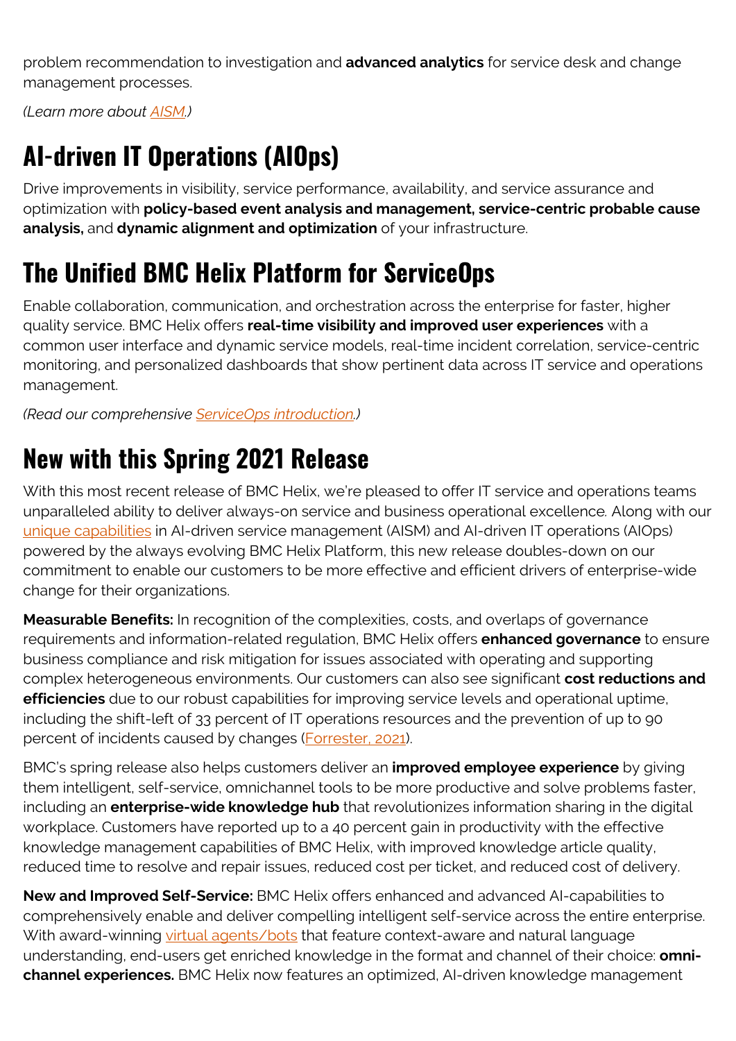problem recommendation to investigation and **advanced analytics** for service desk and change management processes.

*(Learn more about [AISM](AISM).)*

## AI-driven IT Operations (AIOps)

Drive improvements in visibility, service performance, availability, and service assurance and optimization with **policy-based event analysis and management, service-centric probable cause analysis,** and **dynamic alignment and optimization** of your infrastructure.

## The Unified BMC Helix Platform for ServiceOps

Enable collaboration, communication, and orchestration across the enterprise for faster, higher quality service. BMC Helix offers **real-time visibility and improved user experiences** with a common user interface and dynamic service models, real-time incident correlation, service-centric monitoring, and personalized dashboards that show pertinent data across IT service and operations management.

*(Read our comprehensive [ServiceOps introduction](ServiceOps introduction).)*

## New with this Spring 2021 Release

With this most recent release of BMC Helix, we're pleased to offer IT service and operations teams unparalleled ability to deliver always-on service and business operational excellence. Along with our [unique capabilities](unique capabilities) in AI-driven service management (AISM) and AI-driven IT operations (AIOps) powered by the always evolving BMC Helix Platform, this new release doubles-down on our commitment to enable our customers to be more effective and efficient drivers of enterprise-wide change for their organizations.

**Measurable Benefits:** In recognition of the complexities, costs, and overlaps of governance requirements and information-related regulation, BMC Helix offers **enhanced governance** to ensure business compliance and risk mitigation for issues associated with operating and supporting complex heterogeneous environments. Our customers can also see significant **cost reductions and efficiencies** due to our robust capabilities for improving service levels and operational uptime, including the shift-left of 33 percent of IT operations resources and the prevention of up to 90 percent of incidents caused by changes ([Forrester, 2021](Forrester, 2021)).

BMC's spring release also helps customers deliver an **improved employee experience** by giving them intelligent, self-service, omnichannel tools to be more productive and solve problems faster, including an **enterprise-wide knowledge hub** that revolutionizes information sharing in the digital workplace. Customers have reported up to a 40 percent gain in productivity with the effective knowledge management capabilities of BMC Helix, with improved knowledge article quality, reduced time to resolve and repair issues, reduced cost per ticket, and reduced cost of delivery.

**New and Improved Self-Service:** BMC Helix offers enhanced and advanced AI-capabilities to comprehensively enable and deliver compelling intelligent self-service across the entire enterprise. With award-winning [virtual agents/bots](virtual agents/bots) that feature context-aware and natural language understanding, end-users get enriched knowledge in the format and channel of their choice: **omni-channel experiences.** BMC Helix now features an optimized, AI-driven knowledge management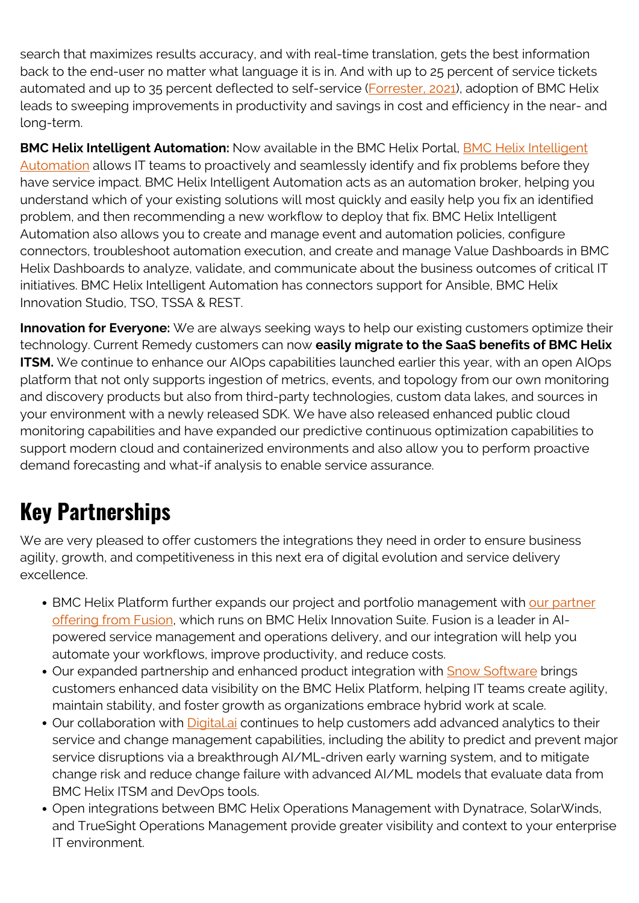search that maximizes results accuracy, and with real-time translation, gets the best information back to the end-user no matter what language it is in. And with up to 25 percent of service tickets automated and up to 35 percent deflected to self-service (Forrester, 2021), adoption of BMC Helix leads to sweeping improvements in productivity and savings in cost and efficiency in the near- and long-term.

**BMC Helix Intelligent Automation:** Now available in the BMC Helix Portal, BMC Helix Intelligent Automation allows IT teams to proactively and seamlessly identify and fix problems before they have service impact. BMC Helix Intelligent Automation acts as an automation broker, helping you understand which of your existing solutions will most quickly and easily help you fix an identified problem, and then recommending a new workflow to deploy that fix. BMC Helix Intelligent Automation also allows you to create and manage event and automation policies, configure connectors, troubleshoot automation execution, and create and manage Value Dashboards in BMC Helix Dashboards to analyze, validate, and communicate about the business outcomes of critical IT initiatives. BMC Helix Intelligent Automation has connectors support for Ansible, BMC Helix Innovation Studio, TSO, TSSA & REST.

**Innovation for Everyone:** We are always seeking ways to help our existing customers optimize their technology. Current Remedy customers can now **easily migrate to the SaaS benefits of BMC Helix ITSM.** We continue to enhance our AIOps capabilities launched earlier this year, with an open AIOps platform that not only supports ingestion of metrics, events, and topology from our own monitoring and discovery products but also from third-party technologies, custom data lakes, and sources in your environment with a newly released SDK. We have also released enhanced public cloud monitoring capabilities and have expanded our predictive continuous optimization capabilities to support modern cloud and containerized environments and also allow you to perform proactive demand forecasting and what-if analysis to enable service assurance.

# Key Partnerships

We are very pleased to offer customers the integrations they need in order to ensure business agility, growth, and competitiveness in this next era of digital evolution and service delivery excellence.

- BMC Helix Platform further expands our project and portfolio management with our partner offering from Fusion, which runs on BMC Helix Innovation Suite. Fusion is a leader in AI-powered service management and operations delivery, and our integration will help you automate your workflows, improve productivity, and reduce costs.
- Our expanded partnership and enhanced product integration with Snow Software brings customers enhanced data visibility on the BMC Helix Platform, helping IT teams create agility, maintain stability, and foster growth as organizations embrace hybrid work at scale.
- Our collaboration with Digital.ai continues to help customers add advanced analytics to their service and change management capabilities, including the ability to predict and prevent major service disruptions via a breakthrough AI/ML-driven early warning system, and to mitigate change risk and reduce change failure with advanced AI/ML models that evaluate data from BMC Helix ITSM and DevOps tools.
- Open integrations between BMC Helix Operations Management with Dynatrace, SolarWinds, and TrueSight Operations Management provide greater visibility and context to your enterprise IT environment.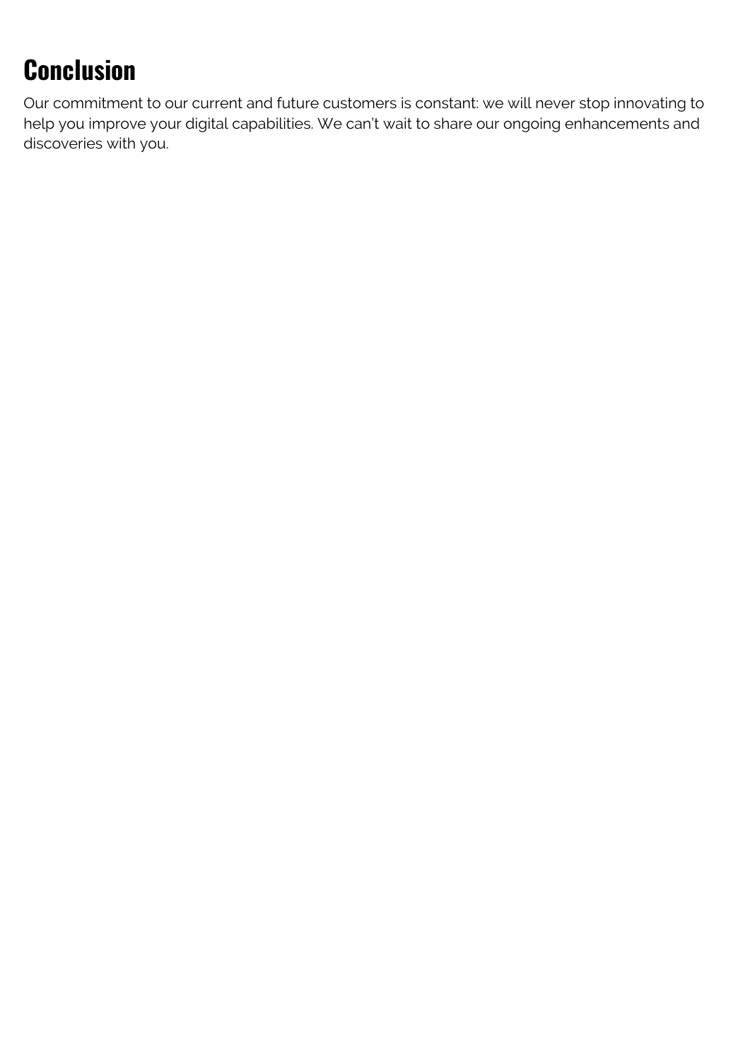## Conclusion

Our commitment to our current and future customers is constant: we will never stop innovating to help you improve your digital capabilities. We can't wait to share our ongoing enhancements and discoveries with you.